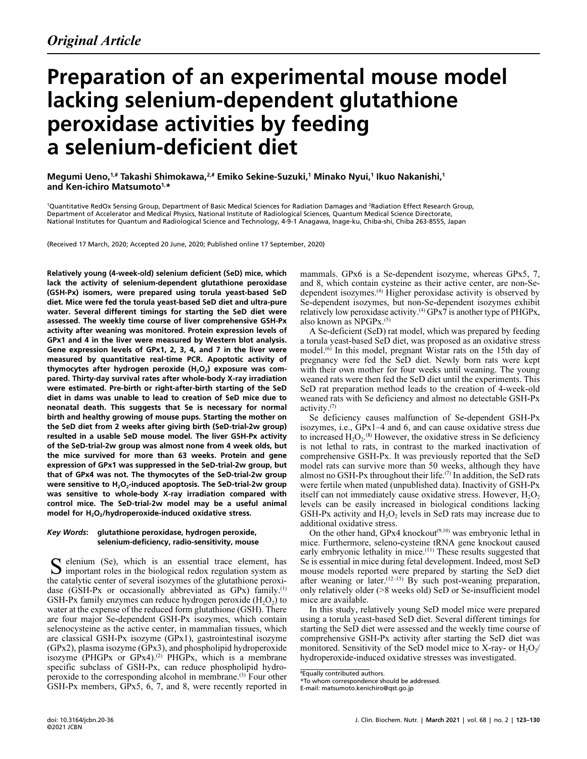*Original Article*

# Preparation of an experimental mouse model lacking selenium-dependent glutathione peroxidase activities by feeding a selenium-deficient diet

**Megumi Ueno,[1,#] Takashi Shimokawa,[2,#] Emiko Sekine-Suzuki,[1] Minako Nyui,[1] Ikuo Nakanishi,[1] and Ken-ichiro Matsumoto[1,*]**

[1]Quantitative RedOx Sensing Group, Department of Basic Medical Sciences for Radiation Damages and [2]Radiation Effect Research Group, Department of Accelerator and Medical Physics, National Institute of Radiological Sciences, Quantum Medical Science Directorate, National Institutes for Quantum and Radiological Science and Technology, 4-9-1 Anagawa, Inage-ku, Chiba-shi, Chiba 263-8555, Japan

(Received 17 March, 2020; Accepted 20 June, 2020; Published online 17 September, 2020)

**Relatively young (4-week-old) selenium deficient (SeD) mice, which lack the activity of selenium-dependent glutathione peroxidase (GSH-Px) isomers, were prepared using torula yeast-based SeD diet. Mice were fed the torula yeast-based SeD diet and ultra-pure water. Several different timings for starting the SeD diet were assessed. The weekly time course of liver comprehensive GSH-Px activity after weaning was monitored. Protein expression levels of GPx1 and 4 in the liver were measured by Western blot analysis. Gene expression levels of GPx1, 2, 3, 4, and 7 in the liver were measured by quantitative real-time PCR. Apoptotic activity of thymocytes after hydrogen peroxide ($H_2O_2$) exposure was compared. Thirty-day survival rates after whole-body X-ray irradiation were estimated. Pre-birth or right-after-birth starting of the SeD diet in dams was unable to lead to creation of SeD mice due to neonatal death. This suggests that Se is necessary for normal birth and healthy growing of mouse pups. Starting the mother on the SeD diet from 2 weeks after giving birth (SeD-trial-2w group) resulted in a usable SeD mouse model. The liver GSH-Px activity of the SeD-trial-2w group was almost none from 4 week olds, but the mice survived for more than 63 weeks. Protein and gene expression of GPx1 was suppressed in the SeD-trial-2w group, but that of GPx4 was not. The thymocytes of the SeD-trial-2w group were sensitive to $H_2O_2$-induced apoptosis. The SeD-trial-2w group was sensitive to whole-body X-ray irradiation compared with control mice. The SeD-trial-2w model may be a useful animal model for $H_2O_2$/hydroperoxide-induced oxidative stress.**

***Key Words*: glutathione peroxidase, hydrogen peroxide, selenium-deficiency, radio-sensitivity, mouse**

Selenium (Se), which is an essential trace element, has important roles in the biological redox regulation system as the catalytic center of several isozymes of the glutathione peroxidase (GSH-Px or occasionally abbreviated as GPx) family.[1] GSH-Px family enzymes can reduce hydrogen peroxide ($H_2O_2$) to water at the expense of the reduced form glutathione (GSH). There are four major Se-dependent GSH-Px isozymes, which contain selenocysteine as the active center, in mammalian tissues, which are classical GSH-Px isozyme (GPx1), gastrointestinal isozyme (GPx2), plasma isozyme (GPx3), and phospholipid hydroperoxide isozyme (PHGPx or GPx4).[2] PHGPx, which is a membrane specific subclass of GSH-Px, can reduce phospholipid hydroperoxide to the corresponding alcohol in membrane.[3] Four other GSH-Px members, GPx5, 6, 7, and 8, were recently reported in mammals. GPx6 is a Se-dependent isozyme, whereas GPx5, 7, and 8, which contain cysteine as their active center, are non-Se-dependent isozymes.[4] Higher peroxidase activity is observed by Se-dependent isozymes, but non-Se-dependent isozymes exhibit relatively low peroxidase activity.[4] GPx7 is another type of PHGPx, also known as NPGPx.[5]

A Se-deficient (SeD) rat model, which was prepared by feeding a torula yeast-based SeD diet, was proposed as an oxidative stress model.[6] In this model, pregnant Wistar rats on the 15th day of pregnancy were fed the SeD diet. Newly born rats were kept with their own mother for four weeks until weaning. The young weaned rats were then fed the SeD diet until the experiments. This SeD rat preparation method leads to the creation of 4-week-old weaned rats with Se deficiency and almost no detectable GSH-Px activity.[7]

Se deficiency causes malfunction of Se-dependent GSH-Px isozymes, i.e., GPx1–4 and 6, and can cause oxidative stress due to increased $H_2O_2$.[8] However, the oxidative stress in Se deficiency is not lethal to rats, in contrast to the marked inactivation of comprehensive GSH-Px. It was previously reported that the SeD model rats can survive more than 50 weeks, although they have almost no GSH-Px throughout their life.[7] In addition, the SeD rats were fertile when mated (unpublished data). Inactivity of GSH-Px itself can not immediately cause oxidative stress. However, $H_2O_2$ levels can be easily increased in biological conditions lacking GSH-Px activity and $H_2O_2$ levels in SeD rats may increase due to additional oxidative stress.

On the other hand, GPx4 knockout[9,10] was embryonic lethal in mice. Furthermore, seleno-cysteine tRNA gene knockout caused early embryonic lethality in mice.[11] These results suggested that Se is essential in mice during fetal development. Indeed, most SeD mouse models reported were prepared by starting the SeD diet after weaning or later.[12–15] By such post-weaning preparation, only relatively older (>8 weeks old) SeD or Se-insufficient model mice are available.

In this study, relatively young SeD model mice were prepared using a torula yeast-based SeD diet. Several different timings for starting the SeD diet were assessed and the weekly time course of comprehensive GSH-Px activity after starting the SeD diet was monitored. Sensitivity of the SeD model mice to X-ray- or $H_2O_2$/hydroperoxide-induced oxidative stresses was investigated.

#Equally contributed authors.
*To whom correspondence should be addressed.
E-mail: matsumoto.kenichiro@qst.go.jp

doi: 10.3164/jcbn.20-36
©2021 JCBN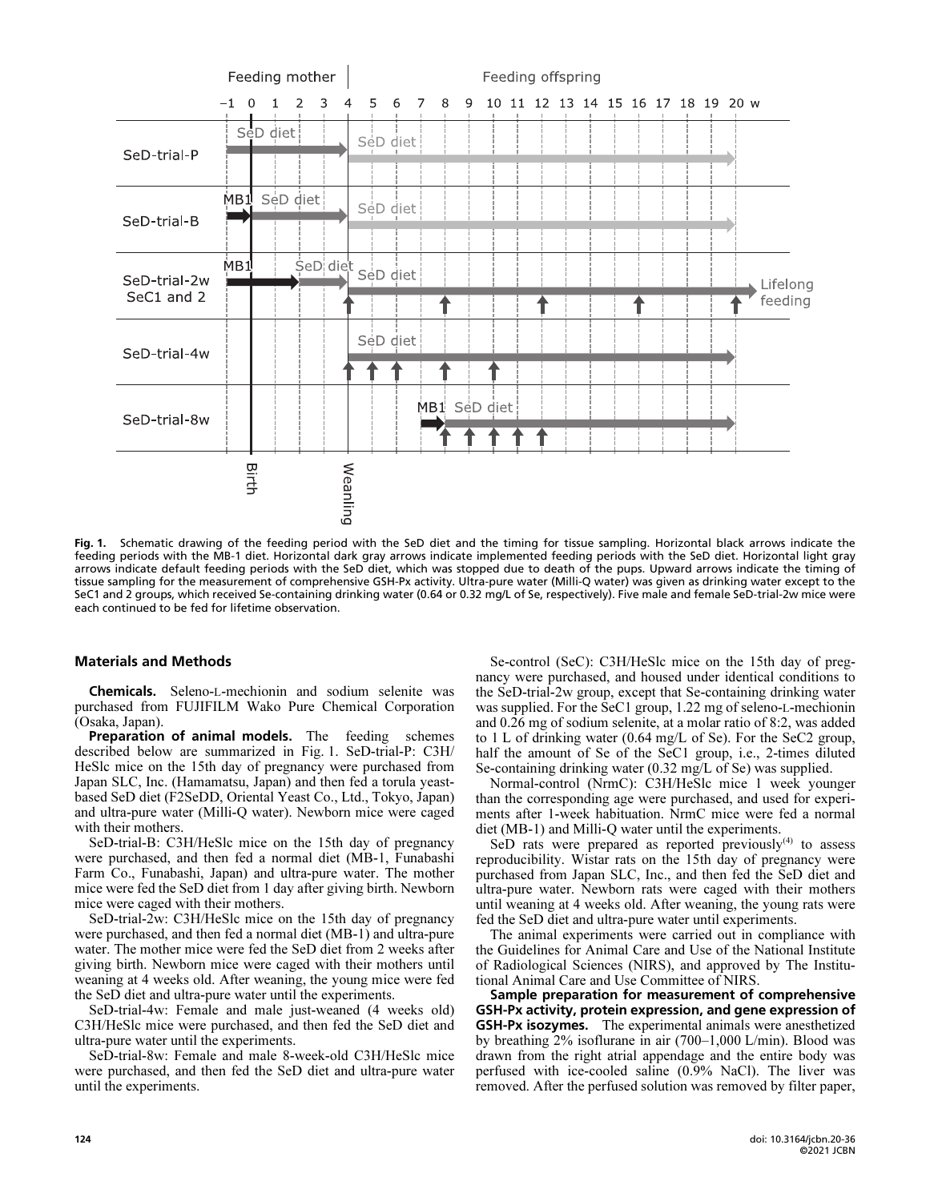**Fig. 1.** Schematic drawing of the feeding period with the SeD diet and the timing for tissue sampling. Horizontal black arrows indicate the feeding periods with the MB-1 diet. Horizontal dark gray arrows indicate implemented feeding periods with the SeD diet. Horizontal light gray arrows indicate default feeding periods with the SeD diet, which was stopped due to death of the pups. Upward arrows indicate the timing of tissue sampling for the measurement of comprehensive GSH-Px activity. Ultra-pure water (Milli-Q water) was given as drinking water except to the SeC1 and 2 groups, which received Se-containing drinking water (0.64 or 0.32 mg/L of Se, respectively). Five male and female SeD-trial-2w mice were each continued to be fed for lifetime observation.

## Materials and Methods

**Chemicals.** Seleno-L-mechionin and sodium selenite was purchased from FUJIFILM Wako Pure Chemical Corporation (Osaka, Japan).

**Preparation of animal models.** The feeding schemes described below are summarized in Fig. 1. SeD-trial-P: C3H/HeSlc mice on the 15th day of pregnancy were purchased from Japan SLC, Inc. (Hamamatsu, Japan) and then fed a torula yeast-based SeD diet (F2SeDD, Oriental Yeast Co., Ltd., Tokyo, Japan) and ultra-pure water (Milli-Q water). Newborn mice were caged with their mothers.

SeD-trial-B: C3H/HeSlc mice on the 15th day of pregnancy were purchased, and then fed a normal diet (MB-1, Funabashi Farm Co., Funabashi, Japan) and ultra-pure water. The mother mice were fed the SeD diet from 1 day after giving birth. Newborn mice were caged with their mothers.

SeD-trial-2w: C3H/HeSlc mice on the 15th day of pregnancy were purchased, and then fed a normal diet (MB-1) and ultra-pure water. The mother mice were fed the SeD diet from 2 weeks after giving birth. Newborn mice were caged with their mothers until weaning at 4 weeks old. After weaning, the young mice were fed the SeD diet and ultra-pure water until the experiments.

SeD-trial-4w: Female and male just-weaned (4 weeks old) C3H/HeSlc mice were purchased, and then fed the SeD diet and ultra-pure water until the experiments.

SeD-trial-8w: Female and male 8-week-old C3H/HeSlc mice were purchased, and then fed the SeD diet and ultra-pure water until the experiments.

Se-control (SeC): C3H/HeSlc mice on the 15th day of pregnancy were purchased, and housed under identical conditions to the SeD-trial-2w group, except that Se-containing drinking water was supplied. For the SeC1 group, 1.22 mg of seleno-L-mechionin and 0.26 mg of sodium selenite, at a molar ratio of 8:2, was added to 1 L of drinking water (0.64 mg/L of Se). For the SeC2 group, half the amount of Se of the SeC1 group, i.e., 2-times diluted Se-containing drinking water (0.32 mg/L of Se) was supplied.

Normal-control (NrmC): C3H/HeSlc mice 1 week younger than the corresponding age were purchased, and used for experiments after 1-week habituation. NrmC mice were fed a normal diet (MB-1) and Milli-Q water until the experiments.

SeD rats were prepared as reported previously[4] to assess reproducibility. Wistar rats on the 15th day of pregnancy were purchased from Japan SLC, Inc., and then fed the SeD diet and ultra-pure water. Newborn rats were caged with their mothers until weaning at 4 weeks old. After weaning, the young rats were fed the SeD diet and ultra-pure water until experiments.

The animal experiments were carried out in compliance with the Guidelines for Animal Care and Use of the National Institute of Radiological Sciences (NIRS), and approved by The Institutional Animal Care and Use Committee of NIRS.

**Sample preparation for measurement of comprehensive GSH-Px activity, protein expression, and gene expression of GSH-Px isozymes.** The experimental animals were anesthetized by breathing 2% isoflurane in air (700–1,000 L/min). Blood was drawn from the right atrial appendage and the entire body was perfused with ice-cooled saline (0.9% NaCl). The liver was removed. After the perfused solution was removed by filter paper,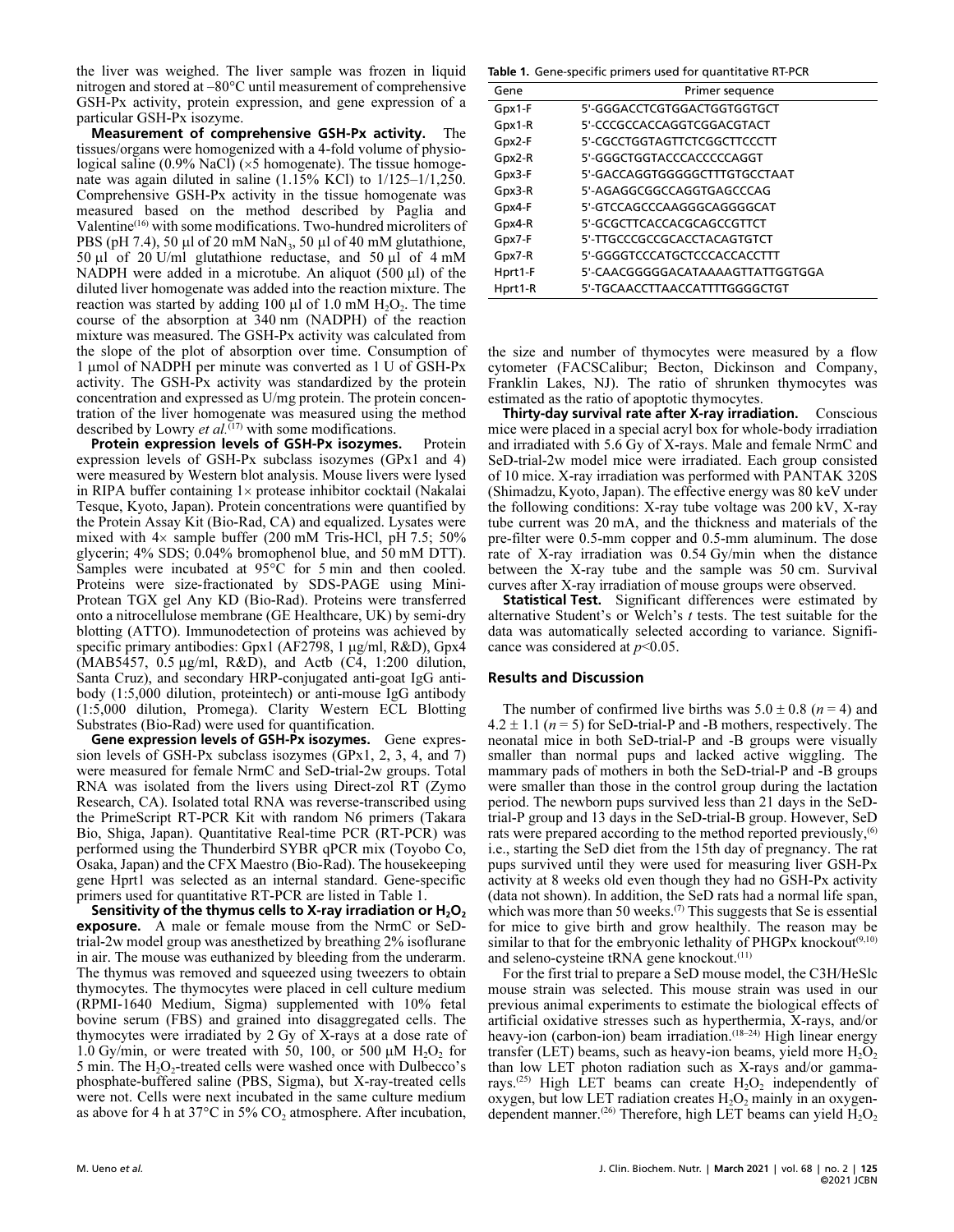the liver was weighed. The liver sample was frozen in liquid nitrogen and stored at –80°C until measurement of comprehensive GSH-Px activity, protein expression, and gene expression of a particular GSH-Px isozyme.

**Measurement of comprehensive GSH-Px activity.** The tissues/organs were homogenized with a 4-fold volume of physiological saline (0.9% NaCl) (×5 homogenate). The tissue homogenate was again diluted in saline (1.15% KCl) to 1/125–1/1,250. Comprehensive GSH-Px activity in the tissue homogenate was measured based on the method described by Paglia and Valentine[16] with some modifications. Two-hundred microliters of PBS (pH 7.4), 50 µl of 20 mM $NaN_3$, 50 µl of 40 mM glutathione, 50 µl of 20 U/ml glutathione reductase, and 50 µl of 4 mM NADPH were added in a microtube. An aliquot (500 µl) of the diluted liver homogenate was added into the reaction mixture. The reaction was started by adding 100 µl of 1.0 mM $H_2O_2$. The time course of the absorption at 340 nm (NADPH) of the reaction mixture was measured. The GSH-Px activity was calculated from the slope of the plot of absorption over time. Consumption of 1 µmol of NADPH per minute was converted as 1 U of GSH-Px activity. The GSH-Px activity was standardized by the protein concentration and expressed as U/mg protein. The protein concentration of the liver homogenate was measured using the method described by Lowry *et al.*[17] with some modifications.

**Protein expression levels of GSH-Px isozymes.** Protein expression levels of GSH-Px subclass isozymes (GPx1 and 4) were measured by Western blot analysis. Mouse livers were lysed in RIPA buffer containing 1× protease inhibitor cocktail (Nakalai Tesque, Kyoto, Japan). Protein concentrations were quantified by the Protein Assay Kit (Bio-Rad, CA) and equalized. Lysates were mixed with 4× sample buffer (200 mM Tris-HCl, pH 7.5; 50% glycerin; 4% SDS; 0.04% bromophenol blue, and 50 mM DTT). Samples were incubated at 95°C for 5 min and then cooled. Proteins were size-fractionated by SDS-PAGE using Mini-Protean TGX gel Any KD (Bio-Rad). Proteins were transferred onto a nitrocellulose membrane (GE Healthcare, UK) by semi-dry blotting (ATTO). Immunodetection of proteins was achieved by specific primary antibodies: Gpx1 (AF2798, 1 µg/ml, R&D), Gpx4 (MAB5457, 0.5 µg/ml, R&D), and Actb (C4, 1:200 dilution, Santa Cruz), and secondary HRP-conjugated anti-goat IgG antibody (1:5,000 dilution, proteintech) or anti-mouse IgG antibody (1:5,000 dilution, Promega). Clarity Western ECL Blotting Substrates (Bio-Rad) were used for quantification.

**Gene expression levels of GSH-Px isozymes.** Gene expression levels of GSH-Px subclass isozymes (GPx1, 2, 3, 4, and 7) were measured for female NrmC and SeD-trial-2w groups. Total RNA was isolated from the livers using Direct-zol RT (Zymo Research, CA). Isolated total RNA was reverse-transcribed using the PrimeScript RT-PCR Kit with random N6 primers (Takara Bio, Shiga, Japan). Quantitative Real-time PCR (RT-PCR) was performed using the Thunderbird SYBR qPCR mix (Toyobo Co, Osaka, Japan) and the CFX Maestro (Bio-Rad). The housekeeping gene Hprt1 was selected as an internal standard. Gene-specific primers used for quantitative RT-PCR are listed in Table 1.

**Table 1.** Gene-specific primers used for quantitative RT-PCR

| Gene | Primer sequence |
| --- | --- |
| Gpx1-F | 5'-GGGACCTCGTGGACTGGTGGTGCT |
| Gpx1-R | 5'-CCCGCCACCAGGTCGGACGTACT |
| Gpx2-F | 5'-CGCCTGGTAGTTCTCGGCTTCCCTT |
| Gpx2-R | 5'-GGGCTGGTACCCACCCCCAGGT |
| Gpx3-F | 5'-GACCAGGTGGGGGCTTTGTGCCTAAT |
| Gpx3-R | 5'-AGAGGCGGCCAGGTGAGCCCAG |
| Gpx4-F | 5'-GTCCAGCCCAAGGGCAGGGGCAT |
| Gpx4-R | 5'-GCGCTTCACCACGCAGCCGTTCT |
| Gpx7-F | 5'-TTGCCCGCCGCACCTACAGTGTCT |
| Gpx7-R | 5'-GGGGTCCCATGCTCCCACCACCTTT |
| Hprt1-F | 5'-CAACGGGGGACATAAAAGTTATTGGTGGA |
| Hprt1-R | 5'-TGCAACCTTAACCATTTTGGGGCTGT |

**Sensitivity of the thymus cells to X-ray irradiation or $H_2O_2$ exposure.** A male or female mouse from the NrmC or SeD-trial-2w model group was anesthetized by breathing 2% isoflurane in air. The mouse was euthanized by bleeding from the underarm. The thymus was removed and squeezed using tweezers to obtain thymocytes. The thymocytes were placed in cell culture medium (RPMI-1640 Medium, Sigma) supplemented with 10% fetal bovine serum (FBS) and grained into disaggregated cells. The thymocytes were irradiated by 2 Gy of X-rays at a dose rate of 1.0 Gy/min, or were treated with 50, 100, or 500 µM $H_2O_2$ for 5 min. The $H_2O_2$-treated cells were washed once with Dulbecco's phosphate-buffered saline (PBS, Sigma), but X-ray-treated cells were not. Cells were next incubated in the same culture medium as above for 4 h at 37°C in 5% $CO_2$ atmosphere. After incubation, the size and number of thymocytes were measured by a flow cytometer (FACSCalibur; Becton, Dickinson and Company, Franklin Lakes, NJ). The ratio of shrunken thymocytes was estimated as the ratio of apoptotic thymocytes.

**Thirty-day survival rate after X-ray irradiation.** Conscious mice were placed in a special acryl box for whole-body irradiation and irradiated with 5.6 Gy of X-rays. Male and female NrmC and SeD-trial-2w model mice were irradiated. Each group consisted of 10 mice. X-ray irradiation was performed with PANTAK 320S (Shimadzu, Kyoto, Japan). The effective energy was 80 keV under the following conditions: X-ray tube voltage was 200 kV, X-ray tube current was 20 mA, and the thickness and materials of the pre-filter were 0.5-mm copper and 0.5-mm aluminum. The dose rate of X-ray irradiation was 0.54 Gy/min when the distance between the X-ray tube and the sample was 50 cm. Survival curves after X-ray irradiation of mouse groups were observed.

**Statistical Test.** Significant differences were estimated by alternative Student's or Welch's *t* tests. The test suitable for the data was automatically selected according to variance. Significance was considered at $p<0.05$.

## Results and Discussion

The number of confirmed live births was $5.0 \pm 0.8$ ($n = 4$) and $4.2 \pm 1.1$ ($n = 5$) for SeD-trial-P and -B mothers, respectively. The neonatal mice in both SeD-trial-P and -B groups were visually smaller than normal pups and lacked active wiggling. The mammary pads of mothers in both the SeD-trial-P and -B groups were smaller than those in the control group during the lactation period. The newborn pups survived less than 21 days in the SeD-trial-P group and 13 days in the SeD-trial-B group. However, SeD rats were prepared according to the method reported previously,[6] i.e., starting the SeD diet from the 15th day of pregnancy. The rat pups survived until they were used for measuring liver GSH-Px activity at 8 weeks old even though they had no GSH-Px activity (data not shown). In addition, the SeD rats had a normal life span, which was more than 50 weeks.[7] This suggests that Se is essential for mice to give birth and grow healthily. The reason may be similar to that for the embryonic lethality of PHGPx knockout[9,10] and seleno-cysteine tRNA gene knockout.[11]

For the first trial to prepare a SeD mouse model, the C3H/HeSlc mouse strain was selected. This mouse strain was used in our previous animal experiments to estimate the biological effects of artificial oxidative stresses such as hyperthermia, X-rays, and/or heavy-ion (carbon-ion) beam irradiation.[18–24] High linear energy transfer (LET) beams, such as heavy-ion beams, yield more $H_2O_2$ than low LET photon radiation such as X-rays and/or gamma-rays.[25] High LET beams can create $H_2O_2$ independently of oxygen, but low LET radiation creates $H_2O_2$ mainly in an oxygen-dependent manner.[26] Therefore, high LET beams can yield $H_2O_2$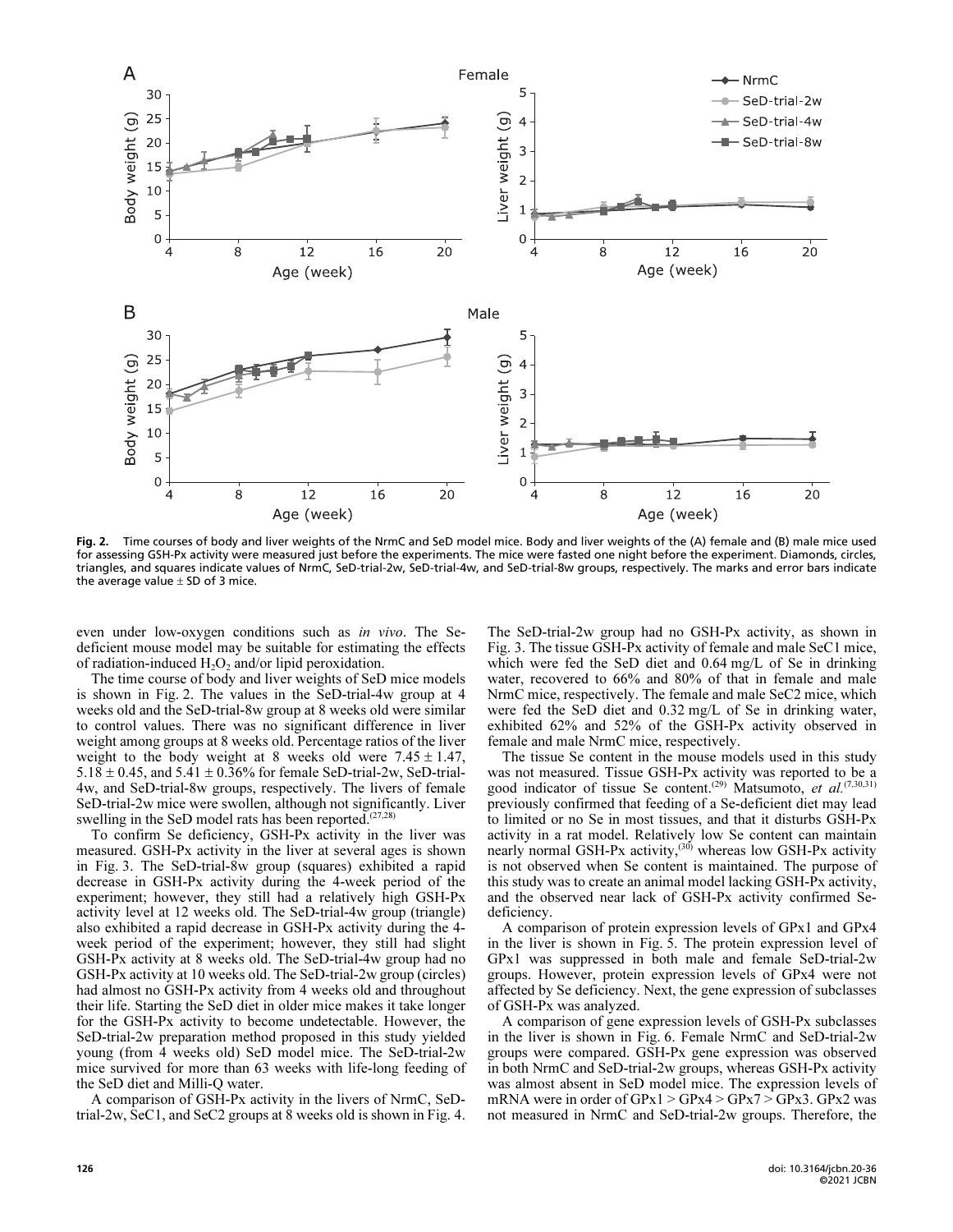**Fig. 2.** Time courses of body and liver weights of the NrmC and SeD model mice. Body and liver weights of the (A) female and (B) male mice used for assessing GSH-Px activity were measured just before the experiments. The mice were fasted one night before the experiment. Diamonds, circles, triangles, and squares indicate values of NrmC, SeD-trial-2w, SeD-trial-4w, and SeD-trial-8w groups, respectively. The marks and error bars indicate the average value ± SD of 3 mice.

even under low-oxygen conditions such as *in vivo*. The Se-deficient mouse model may be suitable for estimating the effects of radiation-induced $H_2O_2$ and/or lipid peroxidation.

The time course of body and liver weights of SeD mice models is shown in Fig. 2. The values in the SeD-trial-4w group at 4 weeks old and the SeD-trial-8w group at 8 weeks old were similar to control values. There was no significant difference in liver weight among groups at 8 weeks old. Percentage ratios of the liver weight to the body weight at 8 weeks old were 7.45 ± 1.47, 5.18 ± 0.45, and 5.41 ± 0.36% for female SeD-trial-2w, SeD-trial-4w, and SeD-trial-8w groups, respectively. The livers of female SeD-trial-2w mice were swollen, although not significantly. Liver swelling in the SeD model rats has been reported.[27,28]

To confirm Se deficiency, GSH-Px activity in the liver was measured. GSH-Px activity in the liver at several ages is shown in Fig. 3. The SeD-trial-8w group (squares) exhibited a rapid decrease in GSH-Px activity during the 4-week period of the experiment; however, they still had a relatively high GSH-Px activity level at 12 weeks old. The SeD-trial-4w group (triangle) also exhibited a rapid decrease in GSH-Px activity during the 4-week period of the experiment; however, they still had slight GSH-Px activity at 8 weeks old. The SeD-trial-4w group had no GSH-Px activity at 10 weeks old. The SeD-trial-2w group (circles) had almost no GSH-Px activity from 4 weeks old and throughout their life. Starting the SeD diet in older mice makes it take longer for the GSH-Px activity to become undetectable. However, the SeD-trial-2w preparation method proposed in this study yielded young (from 4 weeks old) SeD model mice. The SeD-trial-2w mice survived for more than 63 weeks with life-long feeding of the SeD diet and Milli-Q water.

A comparison of GSH-Px activity in the livers of NrmC, SeD-trial-2w, SeC1, and SeC2 groups at 8 weeks old is shown in Fig. 4. The SeD-trial-2w group had no GSH-Px activity, as shown in Fig. 3. The tissue GSH-Px activity of female and male SeC1 mice, which were fed the SeD diet and 0.64 mg/L of Se in drinking water, recovered to 66% and 80% of that in female and male NrmC mice, respectively. The female and male SeC2 mice, which were fed the SeD diet and 0.32 mg/L of Se in drinking water, exhibited 62% and 52% of the GSH-Px activity observed in female and male NrmC mice, respectively.

The tissue Se content in the mouse models used in this study was not measured. Tissue GSH-Px activity was reported to be a good indicator of tissue Se content.[29] Matsumoto, *et al.*[7,30,31] previously confirmed that feeding of a Se-deficient diet may lead to limited or no Se in most tissues, and that it disturbs GSH-Px activity in a rat model. Relatively low Se content can maintain nearly normal GSH-Px activity,[30] whereas low GSH-Px activity is not observed when Se content is maintained. The purpose of this study was to create an animal model lacking GSH-Px activity, and the observed near lack of GSH-Px activity confirmed Se-deficiency.

A comparison of protein expression levels of GPx1 and GPx4 in the liver is shown in Fig. 5. The protein expression level of GPx1 was suppressed in both male and female SeD-trial-2w groups. However, protein expression levels of GPx4 were not affected by Se deficiency. Next, the gene expression of subclasses of GSH-Px was analyzed.

A comparison of gene expression levels of GSH-Px subclasses in the liver is shown in Fig. 6. Female NrmC and SeD-trial-2w groups were compared. GSH-Px gene expression was observed in both NrmC and SeD-trial-2w groups, whereas GSH-Px activity was almost absent in SeD model mice. The expression levels of mRNA were in order of GPx1 > GPx4 > GPx7 > GPx3. GPx2 was not measured in NrmC and SeD-trial-2w groups. Therefore, the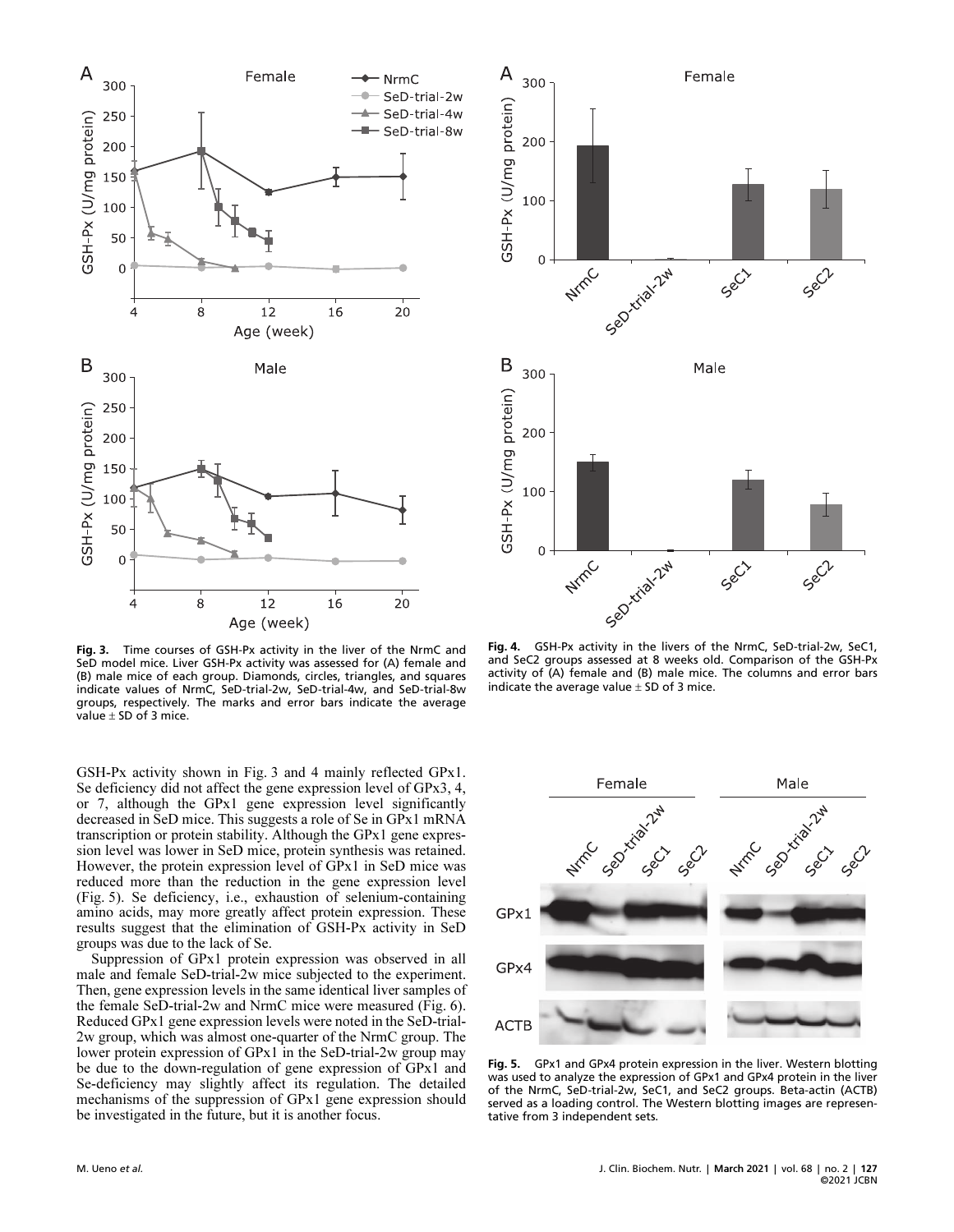Fig. 3. Time courses of GSH-Px activity in the liver of the NrmC and SeD model mice. Liver GSH-Px activity was assessed for (A) female and (B) male mice of each group. Diamonds, circles, triangles, and squares indicate values of NrmC, SeD-trial-2w, SeD-trial-4w, and SeD-trial-8w groups, respectively. The marks and error bars indicate the average value ± SD of 3 mice.

Fig. 4. GSH-Px activity in the livers of the NrmC, SeD-trial-2w, SeC1, and SeC2 groups assessed at 8 weeks old. Comparison of the GSH-Px activity of (A) female and (B) male mice. The columns and error bars indicate the average value ± SD of 3 mice.

GSH-Px activity shown in Fig. 3 and 4 mainly reflected GPx1. Se deficiency did not affect the gene expression level of GPx3, 4, or 7, although the GPx1 gene expression level significantly decreased in SeD mice. This suggests a role of Se in GPx1 mRNA transcription or protein stability. Although the GPx1 gene expression level was lower in SeD mice, protein synthesis was retained. However, the protein expression level of GPx1 in SeD mice was reduced more than the reduction in the gene expression level (Fig. 5). Se deficiency, i.e., exhaustion of selenium-containing amino acids, may more greatly affect protein expression. These results suggest that the elimination of GSH-Px activity in SeD groups was due to the lack of Se.

Suppression of GPx1 protein expression was observed in all male and female SeD-trial-2w mice subjected to the experiment. Then, gene expression levels in the same identical liver samples of the female SeD-trial-2w and NrmC mice were measured (Fig. 6). Reduced GPx1 gene expression levels were noted in the SeD-trial-2w group, which was almost one-quarter of the NrmC group. The lower protein expression of GPx1 in the SeD-trial-2w group may be due to the down-regulation of gene expression of GPx1 and Se-deficiency may slightly affect its regulation. The detailed mechanisms of the suppression of GPx1 gene expression should be investigated in the future, but it is another focus.

Fig. 5. GPx1 and GPx4 protein expression in the liver. Western blotting was used to analyze the expression of GPx1 and GPx4 protein in the liver of the NrmC, SeD-trial-2w, SeC1, and SeC2 groups. Beta-actin (ACTB) served as a loading control. The Western blotting images are representative from 3 independent sets.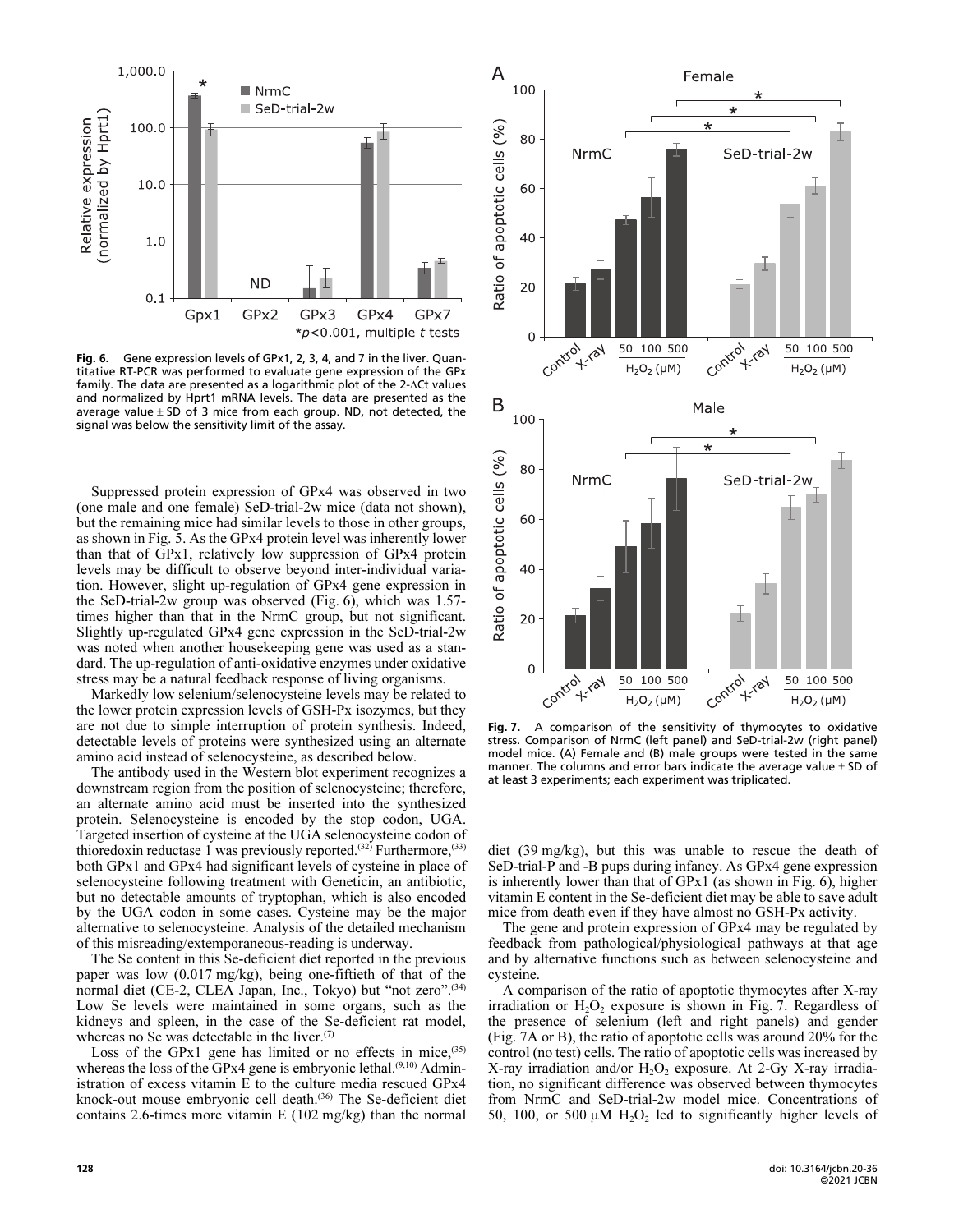Fig. 6. Gene expression levels of GPx1, 2, 3, 4, and 7 in the liver. Quantitative RT-PCR was performed to evaluate gene expression of the GPx family. The data are presented as a logarithmic plot of the 2-ΔCt values and normalized by Hprt1 mRNA levels. The data are presented as the average value ± SD of 3 mice from each group. ND, not detected, the signal was below the sensitivity limit of the assay.

Fig. 7. A comparison of the sensitivity of thymocytes to oxidative stress. Comparison of NrmC (left panel) and SeD-trial-2w (right panel) model mice. (A) Female and (B) male groups were tested in the same manner. The columns and error bars indicate the average value ± SD of at least 3 experiments; each experiment was triplicated.

Suppressed protein expression of GPx4 was observed in two (one male and one female) SeD-trial-2w mice (data not shown), but the remaining mice had similar levels to those in other groups, as shown in Fig. 5. As the GPx4 protein level was inherently lower than that of GPx1, relatively low suppression of GPx4 protein levels may be difficult to observe beyond inter-individual variation. However, slight up-regulation of GPx4 gene expression in the SeD-trial-2w group was observed (Fig. 6), which was 1.57-times higher than that in the NrmC group, but not significant. Slightly up-regulated GPx4 gene expression in the SeD-trial-2w was noted when another housekeeping gene was used as a standard. The up-regulation of anti-oxidative enzymes under oxidative stress may be a natural feedback response of living organisms.

Markedly low selenium/selenocysteine levels may be related to the lower protein expression levels of GSH-Px isozymes, but they are not due to simple interruption of protein synthesis. Indeed, detectable levels of proteins were synthesized using an alternate amino acid instead of selenocysteine, as described below.

The antibody used in the Western blot experiment recognizes a downstream region from the position of selenocysteine; therefore, an alternate amino acid must be inserted into the synthesized protein. Selenocysteine is encoded by the stop codon, UGA. Targeted insertion of cysteine at the UGA selenocysteine codon of thioredoxin reductase 1 was previously reported.[32] Furthermore,[33] both GPx1 and GPx4 had significant levels of cysteine in place of selenocysteine following treatment with Geneticin, an antibiotic, but no detectable amounts of tryptophan, which is also encoded by the UGA codon in some cases. Cysteine may be the major alternative to selenocysteine. Analysis of the detailed mechanism of this misreading/extemporaneous-reading is underway.

The Se content in this Se-deficient diet reported in the previous paper was low (0.017 mg/kg), being one-fiftieth of that of the normal diet (CE-2, CLEA Japan, Inc., Tokyo) but "not zero".[34] Low Se levels were maintained in some organs, such as the kidneys and spleen, in the case of the Se-deficient rat model, whereas no Se was detectable in the liver.[7]

Loss of the GPx1 gene has limited or no effects in mice,[35] whereas the loss of the GPx4 gene is embryonic lethal.[9,10] Administration of excess vitamin E to the culture media rescued GPx4 knock-out mouse embryonic cell death.[36] The Se-deficient diet contains 2.6-times more vitamin E (102 mg/kg) than the normal diet (39 mg/kg), but this was unable to rescue the death of SeD-trial-P and -B pups during infancy. As GPx4 gene expression is inherently lower than that of GPx1 (as shown in Fig. 6), higher vitamin E content in the Se-deficient diet may be able to save adult mice from death even if they have almost no GSH-Px activity.

The gene and protein expression of GPx4 may be regulated by feedback from pathological/physiological pathways at that age and by alternative functions such as between selenocysteine and cysteine.

A comparison of the ratio of apoptotic thymocytes after X-ray irradiation or $H_2O_2$ exposure is shown in Fig. 7. Regardless of the presence of selenium (left and right panels) and gender (Fig. 7A or B), the ratio of apoptotic cells was around 20% for the control (no test) cells. The ratio of apoptotic cells was increased by X-ray irradiation and/or $H_2O_2$ exposure. At 2-Gy X-ray irradiation, no significant difference was observed between thymocytes from NrmC and SeD-trial-2w model mice. Concentrations of 50, 100, or 500 μM $H_2O_2$ led to significantly higher levels of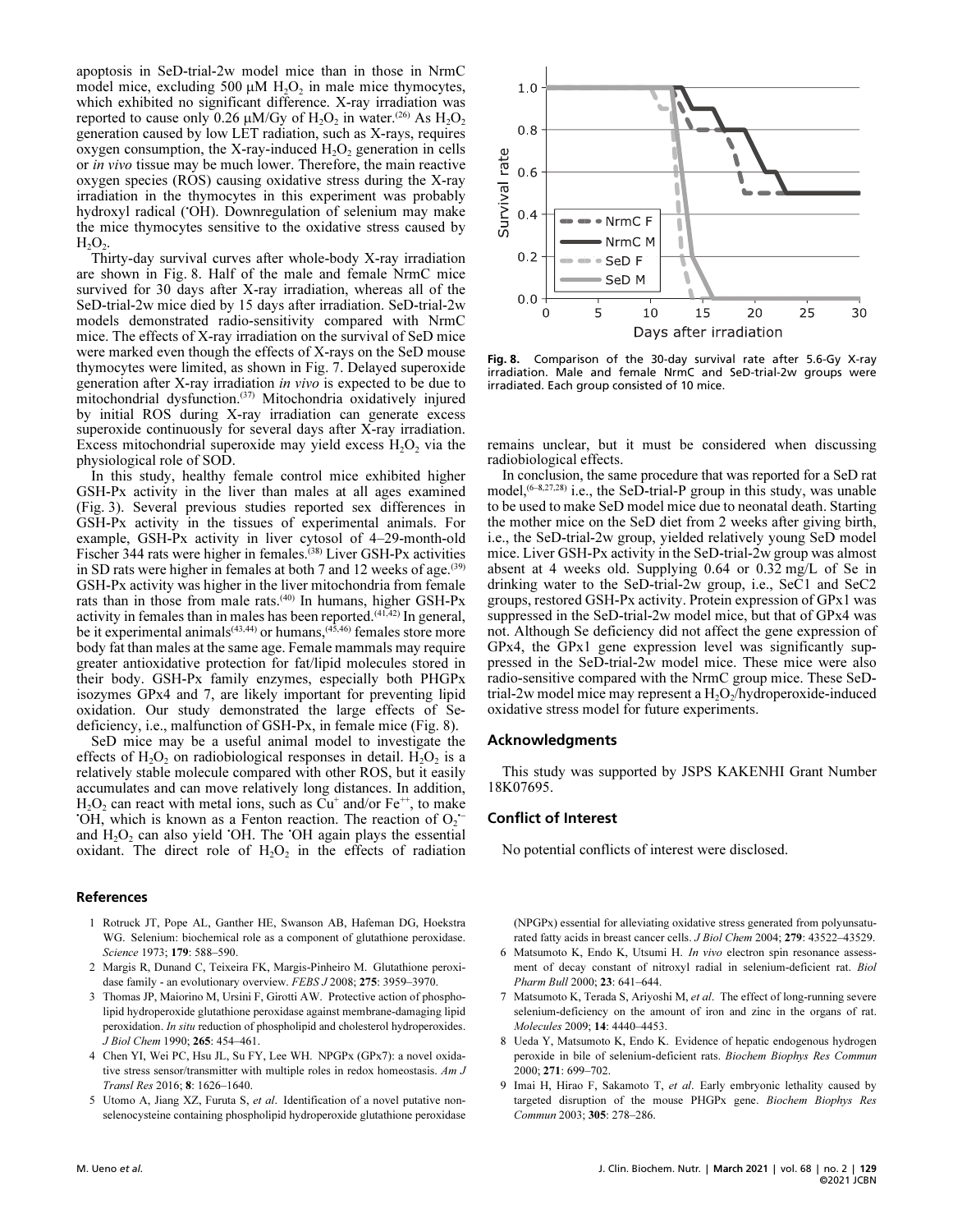apoptosis in SeD-trial-2w model mice than in those in NrmC model mice, excluding 500 μM $H_2O_2$ in male mice thymocytes, which exhibited no significant difference. X-ray irradiation was reported to cause only 0.26 μM/Gy of $H_2O_2$ in water.[26] As $H_2O_2$ generation caused by low LET radiation, such as X-rays, requires oxygen consumption, the X-ray-induced $H_2O_2$ generation in cells or *in vivo* tissue may be much lower. Therefore, the main reactive oxygen species (ROS) causing oxidative stress during the X-ray irradiation in the thymocytes in this experiment was probably hydroxyl radical (•OH). Downregulation of selenium may make the mice thymocytes sensitive to the oxidative stress caused by $H_2O_2$.

Thirty-day survival curves after whole-body X-ray irradiation are shown in Fig. 8. Half of the male and female NrmC mice survived for 30 days after X-ray irradiation, whereas all of the SeD-trial-2w mice died by 15 days after irradiation. SeD-trial-2w models demonstrated radio-sensitivity compared with NrmC mice. The effects of X-ray irradiation on the survival of SeD mice were marked even though the effects of X-rays on the SeD mouse thymocytes were limited, as shown in Fig. 7. Delayed superoxide generation after X-ray irradiation *in vivo* is expected to be due to mitochondrial dysfunction.[37] Mitochondria oxidatively injured by initial ROS during X-ray irradiation can generate excess superoxide continuously for several days after X-ray irradiation. Excess mitochondrial superoxide may yield excess $H_2O_2$ via the physiological role of SOD.

In this study, healthy female control mice exhibited higher GSH-Px activity in the liver than males at all ages examined (Fig. 3). Several previous studies reported sex differences in GSH-Px activity in the tissues of experimental animals. For example, GSH-Px activity in liver cytosol of 4–29-month-old Fischer 344 rats were higher in females.[38] Liver GSH-Px activities in SD rats were higher in females at both 7 and 12 weeks of age.[39] GSH-Px activity was higher in the liver mitochondria from female rats than in those from male rats.[40] In humans, higher GSH-Px activity in females than in males has been reported.[41,42] In general, be it experimental animals[43,44] or humans,[45,46] females store more body fat than males at the same age. Female mammals may require greater antioxidative protection for fat/lipid molecules stored in their body. GSH-Px family enzymes, especially both PHGPx isozymes GPx4 and 7, are likely important for preventing lipid oxidation. Our study demonstrated the large effects of Se-deficiency, i.e., malfunction of GSH-Px, in female mice (Fig. 8).

SeD mice may be a useful animal model to investigate the effects of $H_2O_2$ on radiobiological responses in detail. $H_2O_2$ is a relatively stable molecule compared with other ROS, but it easily accumulates and can move relatively long distances. In addition, $H_2O_2$ can react with metal ions, such as $Cu^+$ and/or $Fe^{++}$, to make •OH, which is known as a Fenton reaction. The reaction of $O_2^{\bullet-}$ and $H_2O_2$ can also yield •OH. The •OH again plays the essential oxidant. The direct role of $H_2O_2$ in the effects of radiation remains unclear, but it must be considered when discussing radiobiological effects.

**Fig. 8.** Comparison of the 30-day survival rate after 5.6-Gy X-ray irradiation. Male and female NrmC and SeD-trial-2w groups were irradiated. Each group consisted of 10 mice.

In conclusion, the same procedure that was reported for a SeD rat model,[6–8,27,28] i.e., the SeD-trial-P group in this study, was unable to be used to make SeD model mice due to neonatal death. Starting the mother mice on the SeD diet from 2 weeks after giving birth, i.e., the SeD-trial-2w group, yielded relatively young SeD model mice. Liver GSH-Px activity in the SeD-trial-2w group was almost absent at 4 weeks old. Supplying 0.64 or 0.32 mg/L of Se in drinking water to the SeD-trial-2w group, i.e., SeC1 and SeC2 groups, restored GSH-Px activity. Protein expression of GPx1 was suppressed in the SeD-trial-2w model mice, but that of GPx4 was not. Although Se deficiency did not affect the gene expression of GPx4, the GPx1 gene expression level was significantly suppressed in the SeD-trial-2w model mice. These mice were also radio-sensitive compared with the NrmC group mice. These SeD-trial-2w model mice may represent a $H_2O_2$/hydroperoxide-induced oxidative stress model for future experiments.

## Acknowledgments

This study was supported by JSPS KAKENHI Grant Number 18K07695.

## Conflict of Interest

No potential conflicts of interest were disclosed.

## References

1. Rotruck JT, Pope AL, Ganther HE, Swanson AB, Hafeman DG, Hoekstra WG. Selenium: biochemical role as a component of glutathione peroxidase. *Science* 1973; **179**: 588–590.
2. Margis R, Dunand C, Teixeira FK, Margis-Pinheiro M. Glutathione peroxidase family - an evolutionary overview. *FEBS J* 2008; **275**: 3959–3970.
3. Thomas JP, Maiorino M, Ursini F, Girotti AW. Protective action of phospholipid hydroperoxide glutathione peroxidase against membrane-damaging lipid peroxidation. *In situ* reduction of phospholipid and cholesterol hydroperoxides. *J Biol Chem* 1990; **265**: 454–461.
4. Chen YI, Wei PC, Hsu JL, Su FY, Lee WH. NPGPx (GPx7): a novel oxidative stress sensor/transmitter with multiple roles in redox homeostasis. *Am J Transl Res* 2016; **8**: 1626–1640.
5. Utomo A, Jiang XZ, Furuta S, *et al*. Identification of a novel putative non-selenocysteine containing phospholipid hydroperoxide glutathione peroxidase (NPGPx) essential for alleviating oxidative stress generated from polyunsaturated fatty acids in breast cancer cells. *J Biol Chem* 2004; **279**: 43522–43529.
6. Matsumoto K, Endo K, Utsumi H. *In vivo* electron spin resonance assessment of decay constant of nitroxyl radical in selenium-deficient rat. *Biol Pharm Bull* 2000; **23**: 641–644.
7. Matsumoto K, Terada S, Ariyoshi M, *et al*. The effect of long-running severe selenium-deficiency on the amount of iron and zinc in the organs of rat. *Molecules* 2009; **14**: 4440–4453.
8. Ueda Y, Matsumoto K, Endo K. Evidence of hepatic endogenous hydrogen peroxide in bile of selenium-deficient rats. *Biochem Biophys Res Commun* 2000; **271**: 699–702.
9. Imai H, Hirao F, Sakamoto T, *et al*. Early embryonic lethality caused by targeted disruption of the mouse PHGPx gene. *Biochem Biophys Res Commun* 2003; **305**: 278–286.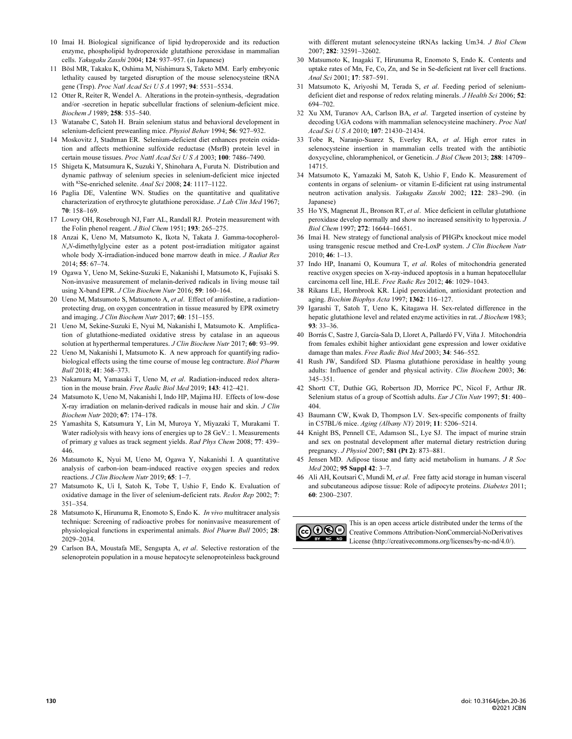10 Imai H. Biological significance of lipid hydroperoxide and its reduction enzyme, phospholipid hydroperoxide glutathione peroxidase in mammalian cells. *Yakugaku Zasshi* 2004; **124**: 937–957. (in Japanese)

11 Bösl MR, Takaku K, Oshima M, Nishimura S, Taketo MM. Early embryonic lethality caused by targeted disruption of the mouse selenocysteine tRNA gene (Trsp). *Proc Natl Acad Sci U S A* 1997; **94**: 5531–5534.

12 Otter R, Reiter R, Wendel A. Alterations in the protein-synthesis, -degradation and/or -secretion in hepatic subcellular fractions of selenium-deficient mice. *Biochem J* 1989; **258**: 535–540.

13 Watanabe C, Satoh H. Brain selenium status and behavioral development in selenium-deficient preweanling mice. *Physiol Behav* 1994; **56**: 927–932.

14 Moskovitz J, Stadtman ER. Selenium-deficient diet enhances protein oxidation and affects methionine sulfoxide reductase (MsrB) protein level in certain mouse tissues. *Proc Nattl Acad Sci U S A* 2003; **100**: 7486–7490.

15 Shigeta K, Matsumura K, Suzuki Y, Shinohara A, Furuta N. Distribution and dynamic pathway of selenium species in selenium-deficient mice injected with $^{82}$Se-enriched selenite. *Anal Sci* 2008; **24**: 1117–1122.

16 Paglia DE, Valentine WN. Studies on the quantitative and qualitative characterization of erythrocyte glutathione peroxidase. *J Lab Clin Med* 1967; **70**: 158–169.

17 Lowry OH, Rosebrough NJ, Farr AL, Randall RJ. Protein measurement with the Folin phenol reagent. *J Biol Chem* 1951; **193**: 265–275.

18 Anzai K, Ueno M, Matsumoto K, Ikota N, Takata J. Gamma-tocopherol-*N*,*N*-dimethylglycine ester as a potent post-irradiation mitigator against whole body X-irradiation-induced bone marrow death in mice. *J Radiat Res* 2014; **55**: 67–74.

19 Ogawa Y, Ueno M, Sekine-Suzuki E, Nakanishi I, Matsumoto K, Fujisaki S. Non-invasive measurement of melanin-derived radicals in living mouse tail using X-band EPR. *J Clin Biochem Nutr* 2016; **59**: 160–164.

20 Ueno M, Matsumoto S, Matsumoto A, *et al*. Effect of amifostine, a radiation-protecting drug, on oxygen concentration in tissue measured by EPR oximetry and imaging. *J Clin Biochem Nutr* 2017; **60**: 151–155.

21 Ueno M, Sekine-Suzuki E, Nyui M, Nakanishi I, Matsumoto K. Amplification of glutathione-mediated oxidative stress by catalase in an aqueous solution at hyperthermal temperatures. *J Clin Biochem Nutr* 2017; **60**: 93–99.

22 Ueno M, Nakanishi I, Matsumoto K. A new approach for quantifying radiobiological effects using the time course of mouse leg contracture. *Biol Pharm Bull* 2018; **41**: 368–373.

23 Nakamura M, Yamasaki T, Ueno M, *et al*. Radiation-induced redox alteration in the mouse brain. *Free Radic Biol Med* 2019; **143**: 412–421.

24 Matsumoto K, Ueno M, Nakanishi I, Indo HP, Majima HJ. Effects of low-dose X-ray irradiation on melanin-derived radicals in mouse hair and skin. *J Clin Biochem Nutr* 2020; **67**: 174–178.

25 Yamashita S, Katsumura Y, Lin M, Muroya Y, Miyazaki T, Murakami T. Water radiolysis with heavy ions of energies up to 28 GeV.: 1. Measurements of primary *g* values as track segment yields. *Rad Phys Chem* 2008; **77**: 439–446.

26 Matsumoto K, Nyui M, Ueno M, Ogawa Y, Nakanishi I. A quantitative analysis of carbon-ion beam-induced reactive oxygen species and redox reactions. *J Clin Biochem Nutr* 2019; **65**: 1–7.

27 Matsumoto K, Ui I, Satoh K, Tobe T, Ushio F, Endo K. Evaluation of oxidative damage in the liver of selenium-deficient rats. *Redox Rep* 2002; **7**: 351–354.

28 Matsumoto K, Hirunuma R, Enomoto S, Endo K. *In vivo* multitracer analysis technique: Screening of radioactive probes for noninvasive measurement of physiological functions in experimental animals. *Biol Pharm Bull* 2005; **28**: 2029–2034.

29 Carlson BA, Moustafa ME, Sengupta A, *et al*. Selective restoration of the selenoprotein population in a mouse hepatocyte selenoproteinless background with different mutant selenocysteine tRNAs lacking Um34. *J Biol Chem* 2007; **282**: 32591–32602.

30 Matsumoto K, Inagaki T, Hirunuma R, Enomoto S, Endo K. Contents and uptake rates of Mn, Fe, Co, Zn, and Se in Se-deficient rat liver cell fractions. *Anal Sci* 2001; **17**: 587–591.

31 Matsumoto K, Ariyoshi M, Terada S, *et al*. Feeding period of selenium-deficient diet and response of redox relating minerals. *J Health Sci* 2006; **52**: 694–702.

32 Xu XM, Turanov AA, Carlson BA, *et al*. Targeted insertion of cysteine by decoding UGA codons with mammalian selenocysteine machinery. *Proc Natl Acad Sci U S A* 2010; **107**: 21430–21434.

33 Tobe R, Naranjo-Suarez S, Everley RA, *et al*. High error rates in selenocysteine insertion in mammalian cells treated with the antibiotic doxycycline, chloramphenicol, or Geneticin. *J Biol Chem* 2013; **288**: 14709–14715.

34 Matsumoto K, Yamazaki M, Satoh K, Ushio F, Endo K. Measurement of contents in organs of selenium- or vitamin E-deficient rat using instrumental neutron activation analysis. *Yakugaku Zasshi* 2002; **122**: 283–290. (in Japanese)

35 Ho YS, Magnenat JL, Bronson RT, *et al*. Mice deficient in cellular glutathione peroxidase develop normally and show no increased sensitivity to hyperoxia. *J Biol Chem* 1997; **272**: 16644–16651.

36 Imai H. New strategy of functional analysis of PHGPx knockout mice model using transgenic rescue method and Cre-LoxP system. *J Clin Biochem Nutr* 2010; **46**: 1–13.

37 Indo HP, Inanami O, Koumura T, *et al*. Roles of mitochondria generated reactive oxygen species on X-ray-induced apoptosis in a human hepatocellular carcinoma cell line, HLE. *Free Radic Res* 2012; **46**: 1029–1043.

38 Rikans LE, Hornbrook KR. Lipid peroxidation, antioxidant protection and aging. *Biochim Biophys Acta* 1997; **1362**: 116–127.

39 Igarashi T, Satoh T, Ueno K, Kitagawa H. Sex-related difference in the hepatic glutathione level and related enzyme activities in rat. *J Biochem* 1983; **93**: 33–36.

40 Borrás C, Sastre J, García-Sala D, Lloret A, Pallardó FV, Viña J. Mitochondria from females exhibit higher antioxidant gene expression and lower oxidative damage than males. *Free Radic Biol Med* 2003; **34**: 546–552.

41 Rush JW, Sandiford SD. Plasma glutathione peroxidase in healthy young adults: Influence of gender and physical activity. *Clin Biochem* 2003; **36**: 345–351.

42 Shortt CT, Duthie GG, Robertson JD, Morrice PC, Nicol F, Arthur JR. Selenium status of a group of Scottish adults. *Eur J Clin Nutr* 1997; **51**: 400–404.

43 Baumann CW, Kwak D, Thompson LV. Sex-specific components of frailty in C57BL/6 mice. *Aging (Albany NY)* 2019; **11**: 5206–5214.

44 Knight BS, Pennell CE, Adamson SL, Lye SJ. The impact of murine strain and sex on postnatal development after maternal dietary restriction during pregnancy. *J Physiol* 2007; **581 (Pt 2)**: 873–881.

45 Jensen MD. Adipose tissue and fatty acid metabolism in humans. *J R Soc Med* 2002; **95 Suppl 42**: 3–7.

46 Ali AH, Koutsari C, Mundi M, *et al*. Free fatty acid storage in human visceral and subcutaneous adipose tissue: Role of adipocyte proteins. *Diabetes* 2011; **60**: 2300–2307.

This is an open access article distributed under the terms of the Creative Commons Attribution-NonCommercial-NoDerivatives License (http://creativecommons.org/licenses/by-nc-nd/4.0/).